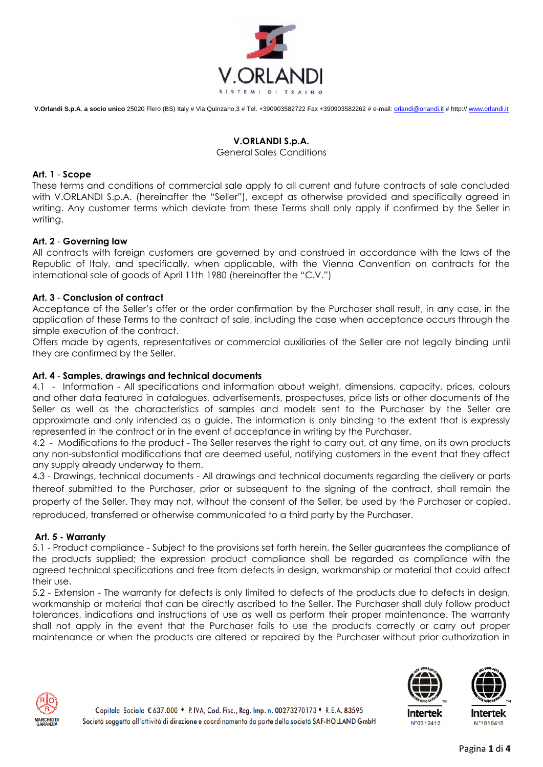V.Orlandi S.p.A. a socio unico 25020 Flero (BS) Italy # Via Quinzano,3 # Tel. +390903582722 Fax +390903582262 # e-mail: orlandi@orlandi.it # http:// www.orlandi.it

**V.ORLANDI S.p.A.**

General Sales Conditions

**Art. 1 - Scope**

These terms and conditions of commercial sale apply to all current and future contracts of sale concluded with V.ORLANDI S.p.A. (hereinafter the "Seller"), except as otherwise provided and specifically agreed in writing. Any customer terms which deviate from these Terms shall only apply if confirmed by the Seller in writing.

**Art. 2 - Governing law**

All contracts with foreign customers are governed by and construed in accordance with the laws of the Republic of Italy, and specifically, when applicable, with the Vienna Convention on contracts for the international sale of goods of April 11th 1980 (hereinafter the "C.V.")

**Art. 3 - Conclusion of contract**

Acceptance of the Seller's offer or the order confirmation by the Purchaser shall result, in any case, in the application of these Terms to the contract of sale, including the case when acceptance occurs through the simple execution of the contract.

Offers made by agents, representatives or commercial auxiliaries of the Seller are not legally binding until they are confirmed by the Seller.

**Art. 4 - Samples, drawings and technical documents**

4.1 - Information - All specifications and information about weight, dimensions, capacity, prices, colours and other data featured in catalogues, advertisements, prospectuses, price lists or other documents of the Seller as well as the characteristics of samples and models sent to the Purchaser by the Seller are approximate and only intended as a guide. The information is only binding to the extent that is expressly represented in the contract or in the event of acceptance in writing by the Purchaser.

4.2 - Modifications to the product - The Seller reserves the right to carry out, at any time, on its own products any non-substantial modifications that are deemed useful, notifying customers in the event that they affect any supply already underway to them.

4.3 - Drawings, technical documents - All drawings and technical documents regarding the delivery or parts thereof submitted to the Purchaser, prior or subsequent to the signing of the contract, shall remain the property of the Seller. They may not, without the consent of the Seller, be used by the Purchaser or copied, reproduced, transferred or otherwise communicated to a third party by the Purchaser.

**Art. 5 - Warranty**

5.1 - Product compliance - Subject to the provisions set forth herein, the Seller guarantees the compliance of the products supplied; the expression product compliance shall be regarded as compliance with the agreed technical specifications and free from defects in design, workmanship or material that could affect their use.

5.2 - Extension - The warranty for defects is only limited to defects of the products due to defects in design, workmanship or material that can be directly ascribed to the Seller. The Purchaser shall duly follow product tolerances, indications and instructions of use as well as perform their proper maintenance. The warranty shall not apply in the event that the Purchaser fails to use the products correctly or carry out proper maintenance or when the products are altered or repaired by the Purchaser without prior authorization in

Capitale Sociale € 637.000 ♦ P. IVA, Cod. Fisc., Reg. Imp. n. 00273270173 ♦ R.E.A. 83595
Società soggetta all'attività di direzione e coordinamento da parte della società SAF-HOLLAND GmbH

Intertek N°0312412 Intertek N°1816418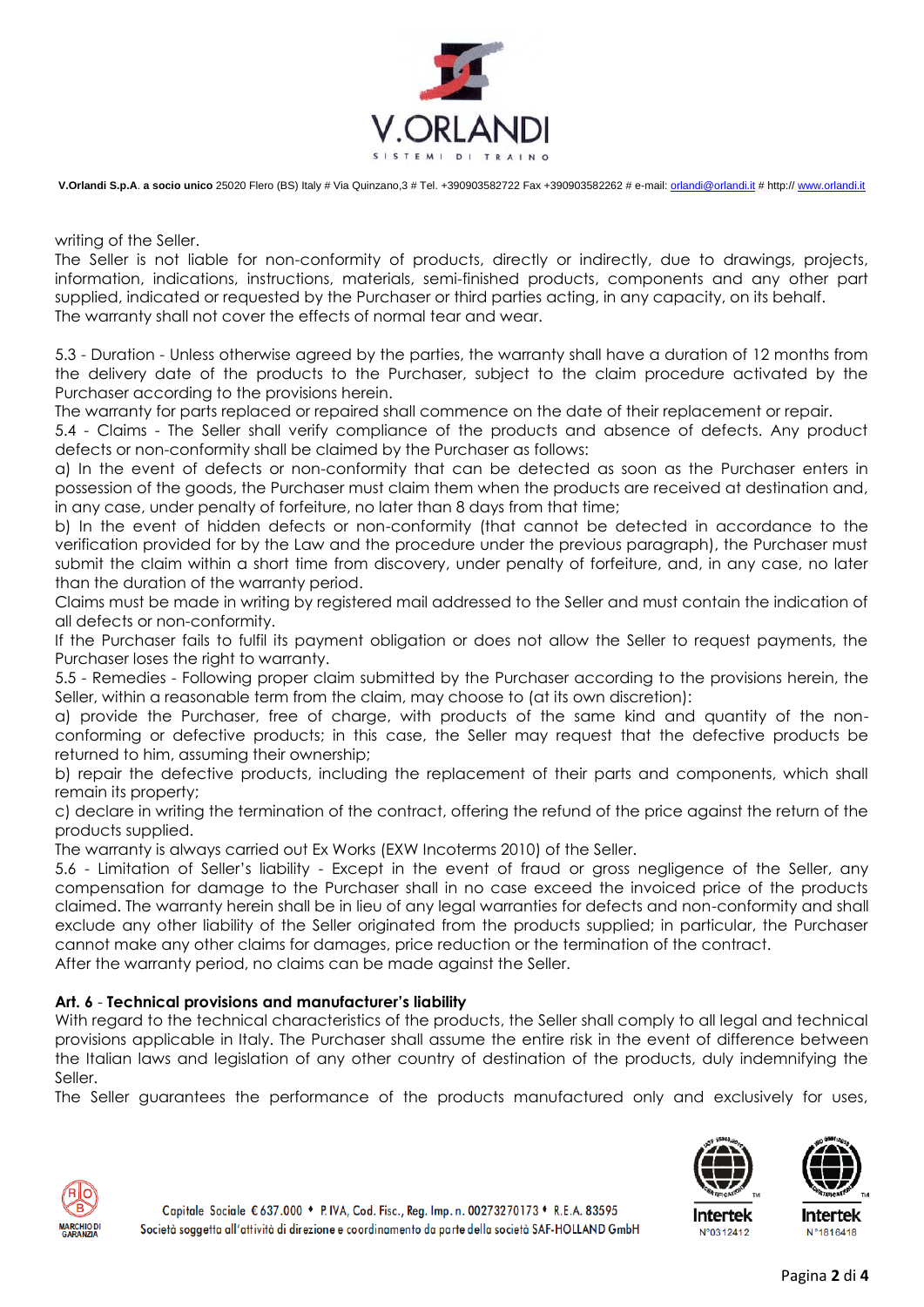writing of the Seller.

The Seller is not liable for non-conformity of products, directly or indirectly, due to drawings, projects, information, indications, instructions, materials, semi-finished products, components and any other part supplied, indicated or requested by the Purchaser or third parties acting, in any capacity, on its behalf.

The warranty shall not cover the effects of normal tear and wear.

5.3 - Duration - Unless otherwise agreed by the parties, the warranty shall have a duration of 12 months from the delivery date of the products to the Purchaser, subject to the claim procedure activated by the Purchaser according to the provisions herein.

The warranty for parts replaced or repaired shall commence on the date of their replacement or repair.

5.4 - Claims - The Seller shall verify compliance of the products and absence of defects. Any product defects or non-conformity shall be claimed by the Purchaser as follows:

a) In the event of defects or non-conformity that can be detected as soon as the Purchaser enters in possession of the goods, the Purchaser must claim them when the products are received at destination and, in any case, under penalty of forfeiture, no later than 8 days from that time;

b) In the event of hidden defects or non-conformity (that cannot be detected in accordance to the verification provided for by the Law and the procedure under the previous paragraph), the Purchaser must submit the claim within a short time from discovery, under penalty of forfeiture, and, in any case, no later than the duration of the warranty period.

Claims must be made in writing by registered mail addressed to the Seller and must contain the indication of all defects or non-conformity.

If the Purchaser fails to fulfil its payment obligation or does not allow the Seller to request payments, the Purchaser loses the right to warranty.

5.5 - Remedies - Following proper claim submitted by the Purchaser according to the provisions herein, the Seller, within a reasonable term from the claim, may choose to (at its own discretion):

a) provide the Purchaser, free of charge, with products of the same kind and quantity of the non-conforming or defective products; in this case, the Seller may request that the defective products be returned to him, assuming their ownership;

b) repair the defective products, including the replacement of their parts and components, which shall remain its property;

c) declare in writing the termination of the contract, offering the refund of the price against the return of the products supplied.

The warranty is always carried out Ex Works (EXW Incoterms 2010) of the Seller.

5.6 - Limitation of Seller's liability - Except in the event of fraud or gross negligence of the Seller, any compensation for damage to the Purchaser shall in no case exceed the invoiced price of the products claimed. The warranty herein shall be in lieu of any legal warranties for defects and non-conformity and shall exclude any other liability of the Seller originated from the products supplied; in particular, the Purchaser cannot make any other claims for damages, price reduction or the termination of the contract.

After the warranty period, no claims can be made against the Seller.

**Art. 6 - Technical provisions and manufacturer's liability**

With regard to the technical characteristics of the products, the Seller shall comply to all legal and technical provisions applicable in Italy. The Purchaser shall assume the entire risk in the event of difference between the Italian laws and legislation of any other country of destination of the products, duly indemnifying the Seller.

The Seller guarantees the performance of the products manufactured only and exclusively for uses,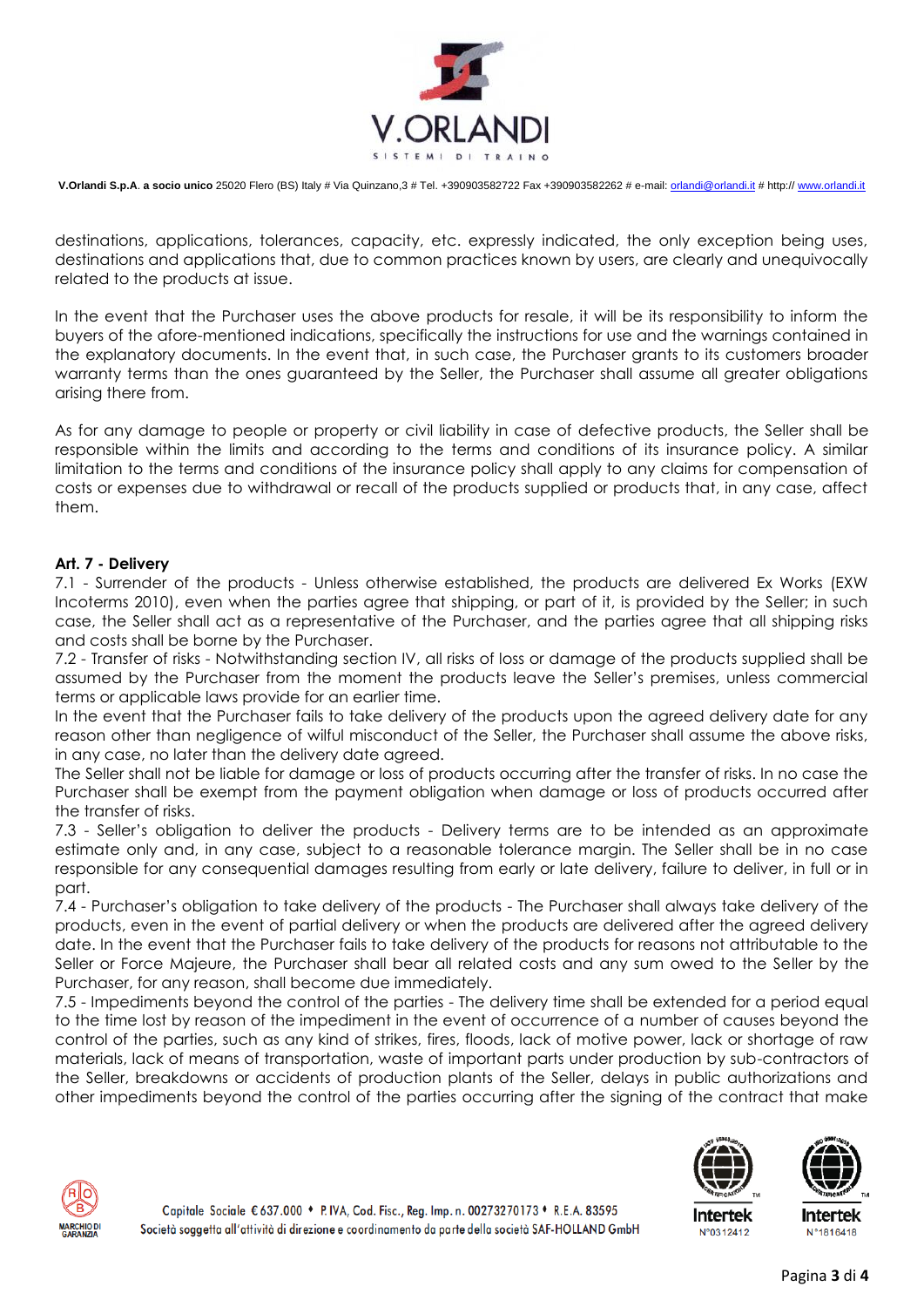destinations, applications, tolerances, capacity, etc. expressly indicated, the only exception being uses, destinations and applications that, due to common practices known by users, are clearly and unequivocally related to the products at issue.

In the event that the Purchaser uses the above products for resale, it will be its responsibility to inform the buyers of the afore-mentioned indications, specifically the instructions for use and the warnings contained in the explanatory documents. In the event that, in such case, the Purchaser grants to its customers broader warranty terms than the ones guaranteed by the Seller, the Purchaser shall assume all greater obligations arising there from.

As for any damage to people or property or civil liability in case of defective products, the Seller shall be responsible within the limits and according to the terms and conditions of its insurance policy. A similar limitation to the terms and conditions of the insurance policy shall apply to any claims for compensation of costs or expenses due to withdrawal or recall of the products supplied or products that, in any case, affect them.

**Art. 7 - Delivery**

7.1 - Surrender of the products - Unless otherwise established, the products are delivered Ex Works (EXW Incoterms 2010), even when the parties agree that shipping, or part of it, is provided by the Seller; in such case, the Seller shall act as a representative of the Purchaser, and the parties agree that all shipping risks and costs shall be borne by the Purchaser.

7.2 - Transfer of risks - Notwithstanding section IV, all risks of loss or damage of the products supplied shall be assumed by the Purchaser from the moment the products leave the Seller's premises, unless commercial terms or applicable laws provide for an earlier time.

In the event that the Purchaser fails to take delivery of the products upon the agreed delivery date for any reason other than negligence of wilful misconduct of the Seller, the Purchaser shall assume the above risks, in any case, no later than the delivery date agreed.

The Seller shall not be liable for damage or loss of products occurring after the transfer of risks. In no case the Purchaser shall be exempt from the payment obligation when damage or loss of products occurred after the transfer of risks.

7.3 - Seller's obligation to deliver the products - Delivery terms are to be intended as an approximate estimate only and, in any case, subject to a reasonable tolerance margin. The Seller shall be in no case responsible for any consequential damages resulting from early or late delivery, failure to deliver, in full or in part.

7.4 - Purchaser's obligation to take delivery of the products - The Purchaser shall always take delivery of the products, even in the event of partial delivery or when the products are delivered after the agreed delivery date. In the event that the Purchaser fails to take delivery of the products for reasons not attributable to the Seller or Force Majeure, the Purchaser shall bear all related costs and any sum owed to the Seller by the Purchaser, for any reason, shall become due immediately.

7.5 - Impediments beyond the control of the parties - The delivery time shall be extended for a period equal to the time lost by reason of the impediment in the event of occurrence of a number of causes beyond the control of the parties, such as any kind of strikes, fires, floods, lack of motive power, lack or shortage of raw materials, lack of means of transportation, waste of important parts under production by sub-contractors of the Seller, breakdowns or accidents of production plants of the Seller, delays in public authorizations and other impediments beyond the control of the parties occurring after the signing of the contract that make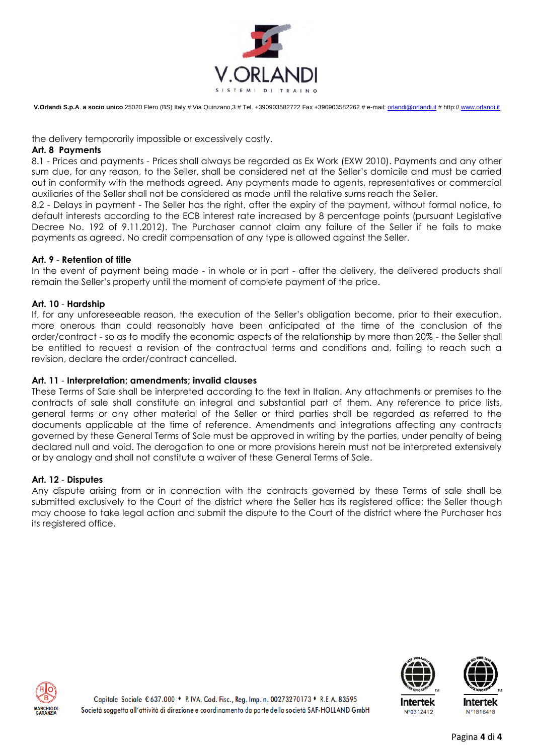the delivery temporarily impossible or excessively costly.

**Art. 8 Payments**

8.1 - Prices and payments - Prices shall always be regarded as Ex Work (EXW 2010). Payments and any other sum due, for any reason, to the Seller, shall be considered net at the Seller's domicile and must be carried out in conformity with the methods agreed. Any payments made to agents, representatives or commercial auxiliaries of the Seller shall not be considered as made until the relative sums reach the Seller.

8.2 - Delays in payment - The Seller has the right, after the expiry of the payment, without formal notice, to default interests according to the ECB interest rate increased by 8 percentage points (pursuant Legislative Decree No. 192 of 9.11.2012). The Purchaser cannot claim any failure of the Seller if he fails to make payments as agreed. No credit compensation of any type is allowed against the Seller.

**Art. 9 - Retention of title**

In the event of payment being made - in whole or in part - after the delivery, the delivered products shall remain the Seller's property until the moment of complete payment of the price.

**Art. 10 - Hardship**

If, for any unforeseeable reason, the execution of the Seller's obligation become, prior to their execution, more onerous than could reasonably have been anticipated at the time of the conclusion of the order/contract - so as to modify the economic aspects of the relationship by more than 20% - the Seller shall be entitled to request a revision of the contractual terms and conditions and, failing to reach such a revision, declare the order/contract cancelled.

**Art. 11 - Interpretation; amendments; invalid clauses**

These Terms of Sale shall be interpreted according to the text in Italian. Any attachments or premises to the contracts of sale shall constitute an integral and substantial part of them. Any reference to price lists, general terms or any other material of the Seller or third parties shall be regarded as referred to the documents applicable at the time of reference. Amendments and integrations affecting any contracts governed by these General Terms of Sale must be approved in writing by the parties, under penalty of being declared null and void. The derogation to one or more provisions herein must not be interpreted extensively or by analogy and shall not constitute a waiver of these General Terms of Sale.

**Art. 12 - Disputes**

Any dispute arising from or in connection with the contracts governed by these Terms of sale shall be submitted exclusively to the Court of the district where the Seller has its registered office; the Seller though may choose to take legal action and submit the dispute to the Court of the district where the Purchaser has its registered office.